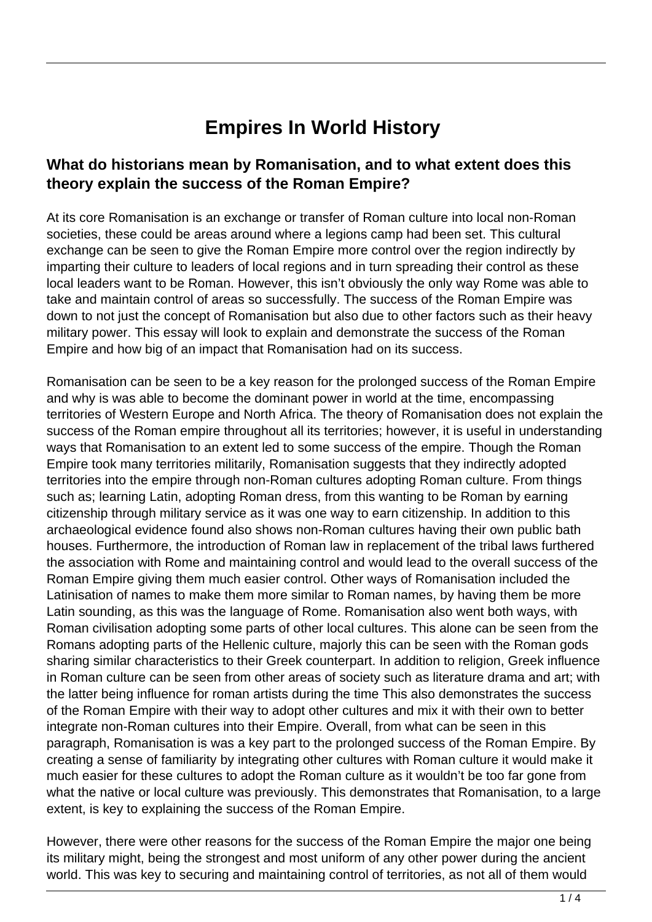# Empires In World History

## What do historians mean by Romanisation, and to what extent does this theory explain the success of the Roman Empire?

At its core Romanisation is an exchange or transfer of Roman culture into local non-Roman societies, these could be areas around where a legions camp had been set. This cultural exchange can be seen to give the Roman Empire more control over the region indirectly by imparting their culture to leaders of local regions and in turn spreading their control as these local leaders want to be Roman. However, this isn't obviously the only way Rome was able to take and maintain control of areas so successfully. The success of the Roman Empire was down to not just the concept of Romanisation but also due to other factors such as their heavy military power. This essay will look to explain and demonstrate the success of the Roman Empire and how big of an impact that Romanisation had on its success.

Romanisation can be seen to be a key reason for the prolonged success of the Roman Empire and why is was able to become the dominant power in world at the time, encompassing territories of Western Europe and North Africa. The theory of Romanisation does not explain the success of the Roman empire throughout all its territories; however, it is useful in understanding ways that Romanisation to an extent led to some success of the empire. Though the Roman Empire took many territories militarily, Romanisation suggests that they indirectly adopted territories into the empire through non-Roman cultures adopting Roman culture. From things such as; learning Latin, adopting Roman dress, from this wanting to be Roman by earning citizenship through military service as it was one way to earn citizenship. In addition to this archaeological evidence found also shows non-Roman cultures having their own public bath houses. Furthermore, the introduction of Roman law in replacement of the tribal laws furthered the association with Rome and maintaining control and would lead to the overall success of the Roman Empire giving them much easier control. Other ways of Romanisation included the Latinisation of names to make them more similar to Roman names, by having them be more Latin sounding, as this was the language of Rome. Romanisation also went both ways, with Roman civilisation adopting some parts of other local cultures. This alone can be seen from the Romans adopting parts of the Hellenic culture, majorly this can be seen with the Roman gods sharing similar characteristics to their Greek counterpart. In addition to religion, Greek influence in Roman culture can be seen from other areas of society such as literature drama and art; with the latter being influence for roman artists during the time This also demonstrates the success of the Roman Empire with their way to adopt other cultures and mix it with their own to better integrate non-Roman cultures into their Empire. Overall, from what can be seen in this paragraph, Romanisation is was a key part to the prolonged success of the Roman Empire. By creating a sense of familiarity by integrating other cultures with Roman culture it would make it much easier for these cultures to adopt the Roman culture as it wouldn't be too far gone from what the native or local culture was previously. This demonstrates that Romanisation, to a large extent, is key to explaining the success of the Roman Empire.

However, there were other reasons for the success of the Roman Empire the major one being its military might, being the strongest and most uniform of any other power during the ancient world. This was key to securing and maintaining control of territories, as not all of them would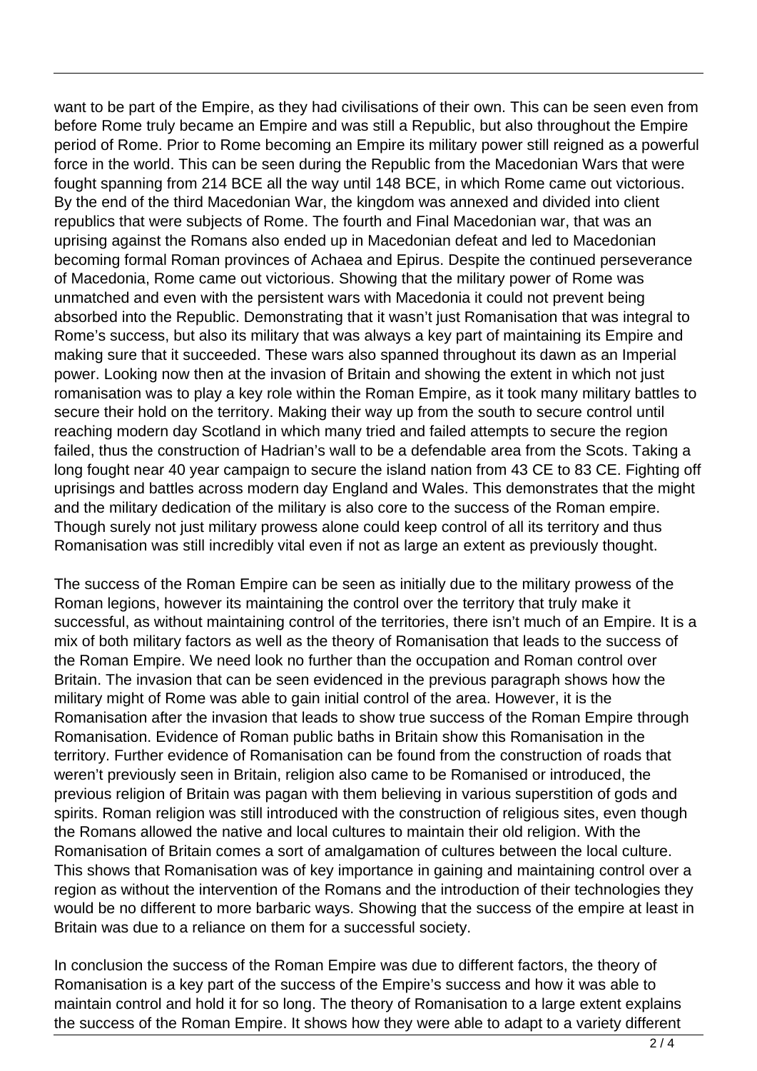want to be part of the Empire, as they had civilisations of their own. This can be seen even from before Rome truly became an Empire and was still a Republic, but also throughout the Empire period of Rome. Prior to Rome becoming an Empire its military power still reigned as a powerful force in the world. This can be seen during the Republic from the Macedonian Wars that were fought spanning from 214 BCE all the way until 148 BCE, in which Rome came out victorious. By the end of the third Macedonian War, the kingdom was annexed and divided into client republics that were subjects of Rome. The fourth and Final Macedonian war, that was an uprising against the Romans also ended up in Macedonian defeat and led to Macedonian becoming formal Roman provinces of Achaea and Epirus. Despite the continued perseverance of Macedonia, Rome came out victorious. Showing that the military power of Rome was unmatched and even with the persistent wars with Macedonia it could not prevent being absorbed into the Republic. Demonstrating that it wasn't just Romanisation that was integral to Rome's success, but also its military that was always a key part of maintaining its Empire and making sure that it succeeded. These wars also spanned throughout its dawn as an Imperial power. Looking now then at the invasion of Britain and showing the extent in which not just romanisation was to play a key role within the Roman Empire, as it took many military battles to secure their hold on the territory. Making their way up from the south to secure control until reaching modern day Scotland in which many tried and failed attempts to secure the region failed, thus the construction of Hadrian's wall to be a defendable area from the Scots. Taking a long fought near 40 year campaign to secure the island nation from 43 CE to 83 CE. Fighting off uprisings and battles across modern day England and Wales. This demonstrates that the might and the military dedication of the military is also core to the success of the Roman empire. Though surely not just military prowess alone could keep control of all its territory and thus Romanisation was still incredibly vital even if not as large an extent as previously thought.

The success of the Roman Empire can be seen as initially due to the military prowess of the Roman legions, however its maintaining the control over the territory that truly make it successful, as without maintaining control of the territories, there isn't much of an Empire. It is a mix of both military factors as well as the theory of Romanisation that leads to the success of the Roman Empire. We need look no further than the occupation and Roman control over Britain. The invasion that can be seen evidenced in the previous paragraph shows how the military might of Rome was able to gain initial control of the area. However, it is the Romanisation after the invasion that leads to show true success of the Roman Empire through Romanisation. Evidence of Roman public baths in Britain show this Romanisation in the territory. Further evidence of Romanisation can be found from the construction of roads that weren't previously seen in Britain, religion also came to be Romanised or introduced, the previous religion of Britain was pagan with them believing in various superstition of gods and spirits. Roman religion was still introduced with the construction of religious sites, even though the Romans allowed the native and local cultures to maintain their old religion. With the Romanisation of Britain comes a sort of amalgamation of cultures between the local culture. This shows that Romanisation was of key importance in gaining and maintaining control over a region as without the intervention of the Romans and the introduction of their technologies they would be no different to more barbaric ways. Showing that the success of the empire at least in Britain was due to a reliance on them for a successful society.

In conclusion the success of the Roman Empire was due to different factors, the theory of Romanisation is a key part of the success of the Empire's success and how it was able to maintain control and hold it for so long. The theory of Romanisation to a large extent explains the success of the Roman Empire. It shows how they were able to adapt to a variety different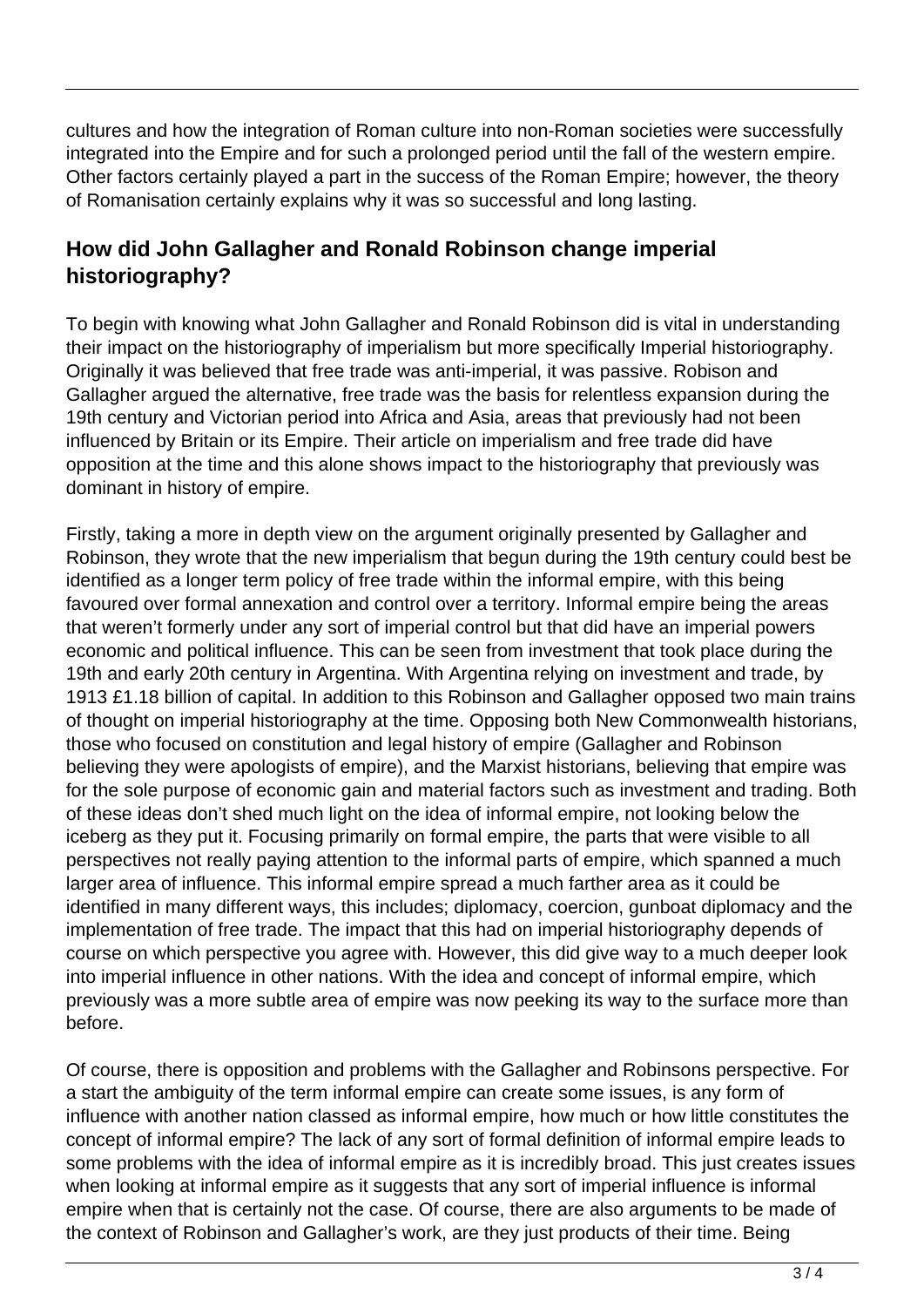cultures and how the integration of Roman culture into non-Roman societies were successfully integrated into the Empire and for such a prolonged period until the fall of the western empire. Other factors certainly played a part in the success of the Roman Empire; however, the theory of Romanisation certainly explains why it was so successful and long lasting.

## How did John Gallagher and Ronald Robinson change imperial historiography?

To begin with knowing what John Gallagher and Ronald Robinson did is vital in understanding their impact on the historiography of imperialism but more specifically Imperial historiography. Originally it was believed that free trade was anti-imperial, it was passive. Robison and Gallagher argued the alternative, free trade was the basis for relentless expansion during the 19th century and Victorian period into Africa and Asia, areas that previously had not been influenced by Britain or its Empire. Their article on imperialism and free trade did have opposition at the time and this alone shows impact to the historiography that previously was dominant in history of empire.

Firstly, taking a more in depth view on the argument originally presented by Gallagher and Robinson, they wrote that the new imperialism that begun during the 19th century could best be identified as a longer term policy of free trade within the informal empire, with this being favoured over formal annexation and control over a territory. Informal empire being the areas that weren't formerly under any sort of imperial control but that did have an imperial powers economic and political influence. This can be seen from investment that took place during the 19th and early 20th century in Argentina. With Argentina relying on investment and trade, by 1913 £1.18 billion of capital. In addition to this Robinson and Gallagher opposed two main trains of thought on imperial historiography at the time. Opposing both New Commonwealth historians, those who focused on constitution and legal history of empire (Gallagher and Robinson believing they were apologists of empire), and the Marxist historians, believing that empire was for the sole purpose of economic gain and material factors such as investment and trading. Both of these ideas don't shed much light on the idea of informal empire, not looking below the iceberg as they put it. Focusing primarily on formal empire, the parts that were visible to all perspectives not really paying attention to the informal parts of empire, which spanned a much larger area of influence. This informal empire spread a much farther area as it could be identified in many different ways, this includes; diplomacy, coercion, gunboat diplomacy and the implementation of free trade. The impact that this had on imperial historiography depends of course on which perspective you agree with. However, this did give way to a much deeper look into imperial influence in other nations. With the idea and concept of informal empire, which previously was a more subtle area of empire was now peeking its way to the surface more than before.

Of course, there is opposition and problems with the Gallagher and Robinsons perspective. For a start the ambiguity of the term informal empire can create some issues, is any form of influence with another nation classed as informal empire, how much or how little constitutes the concept of informal empire? The lack of any sort of formal definition of informal empire leads to some problems with the idea of informal empire as it is incredibly broad. This just creates issues when looking at informal empire as it suggests that any sort of imperial influence is informal empire when that is certainly not the case. Of course, there are also arguments to be made of the context of Robinson and Gallagher's work, are they just products of their time. Being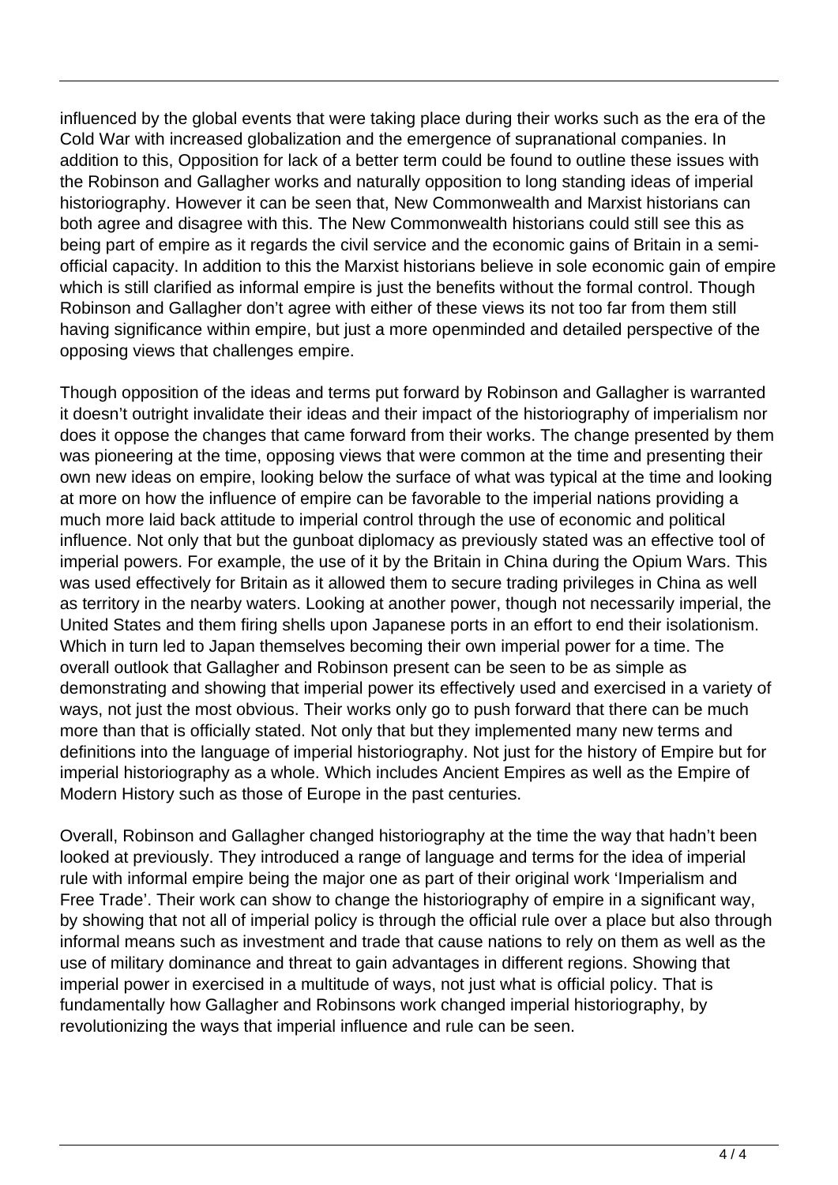influenced by the global events that were taking place during their works such as the era of the Cold War with increased globalization and the emergence of supranational companies. In addition to this, Opposition for lack of a better term could be found to outline these issues with the Robinson and Gallagher works and naturally opposition to long standing ideas of imperial historiography. However it can be seen that, New Commonwealth and Marxist historians can both agree and disagree with this. The New Commonwealth historians could still see this as being part of empire as it regards the civil service and the economic gains of Britain in a semi-official capacity. In addition to this the Marxist historians believe in sole economic gain of empire which is still clarified as informal empire is just the benefits without the formal control. Though Robinson and Gallagher don't agree with either of these views its not too far from them still having significance within empire, but just a more openminded and detailed perspective of the opposing views that challenges empire.

Though opposition of the ideas and terms put forward by Robinson and Gallagher is warranted it doesn't outright invalidate their ideas and their impact of the historiography of imperialism nor does it oppose the changes that came forward from their works. The change presented by them was pioneering at the time, opposing views that were common at the time and presenting their own new ideas on empire, looking below the surface of what was typical at the time and looking at more on how the influence of empire can be favorable to the imperial nations providing a much more laid back attitude to imperial control through the use of economic and political influence. Not only that but the gunboat diplomacy as previously stated was an effective tool of imperial powers. For example, the use of it by the Britain in China during the Opium Wars. This was used effectively for Britain as it allowed them to secure trading privileges in China as well as territory in the nearby waters. Looking at another power, though not necessarily imperial, the United States and them firing shells upon Japanese ports in an effort to end their isolationism. Which in turn led to Japan themselves becoming their own imperial power for a time. The overall outlook that Gallagher and Robinson present can be seen to be as simple as demonstrating and showing that imperial power its effectively used and exercised in a variety of ways, not just the most obvious. Their works only go to push forward that there can be much more than that is officially stated. Not only that but they implemented many new terms and definitions into the language of imperial historiography. Not just for the history of Empire but for imperial historiography as a whole. Which includes Ancient Empires as well as the Empire of Modern History such as those of Europe in the past centuries.

Overall, Robinson and Gallagher changed historiography at the time the way that hadn't been looked at previously. They introduced a range of language and terms for the idea of imperial rule with informal empire being the major one as part of their original work 'Imperialism and Free Trade'. Their work can show to change the historiography of empire in a significant way, by showing that not all of imperial policy is through the official rule over a place but also through informal means such as investment and trade that cause nations to rely on them as well as the use of military dominance and threat to gain advantages in different regions. Showing that imperial power in exercised in a multitude of ways, not just what is official policy. That is fundamentally how Gallagher and Robinsons work changed imperial historiography, by revolutionizing the ways that imperial influence and rule can be seen.